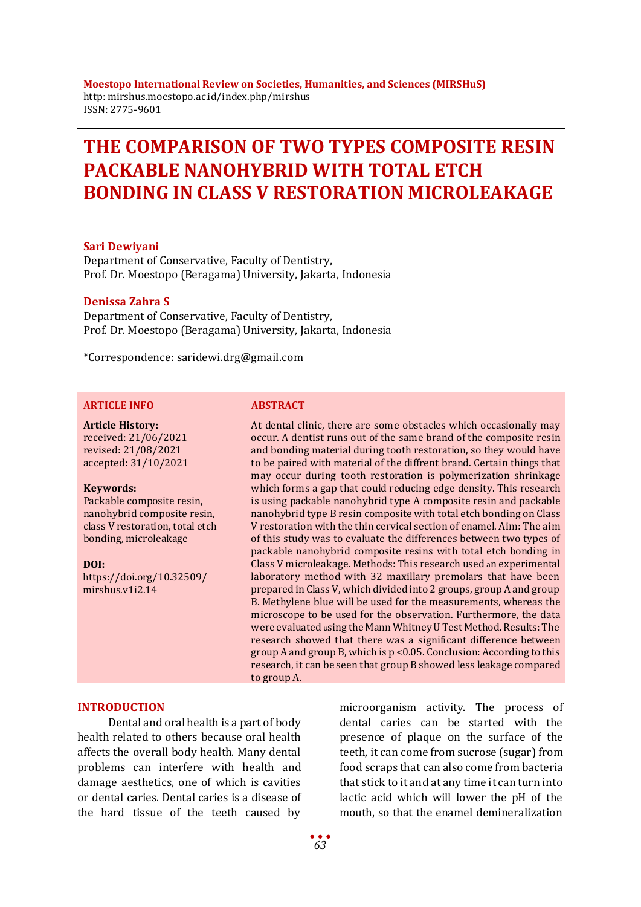**Moestopo International Review on Societies, Humanities, and Sciences (MIRSHuS)**
http: mirshus.moestopo.ac.id/index.php/mirshus
ISSN: 2775-9601

# THE COMPARISON OF TWO TYPES COMPOSITE RESIN PACKABLE NANOHYBRID WITH TOTAL ETCH BONDING IN CLASS V RESTORATION MICROLEAKAGE

**Sari Dewiyani**
Department of Conservative, Faculty of Dentistry,
Prof. Dr. Moestopo (Beragama) University, Jakarta, Indonesia

**Denissa Zahra S**
Department of Conservative, Faculty of Dentistry,
Prof. Dr. Moestopo (Beragama) University, Jakarta, Indonesia

*Correspondence: saridewi.drg@gmail.com

**ARTICLE INFO**

**Article History:**
received: 21/06/2021
revised: 21/08/2021
accepted: 31/10/2021

**Keywords:**
Packable composite resin, nanohybrid composite resin, class V restoration, total etch bonding, microleakage

**DOI:**
https://doi.org/10.32509/mirshus.v1i2.14

**ABSTRACT**

At dental clinic, there are some obstacles which occasionally may occur. A dentist runs out of the same brand of the composite resin and bonding material during tooth restoration, so they would have to be paired with material of the diffrent brand. Certain things that may occur during tooth restoration is polymerization shrinkage which forms a gap that could reducing edge density. This research is using packable nanohybrid type A composite resin and packable nanohybrid type B resin composite with total etch bonding on Class V restoration with the thin cervical section of enamel. Aim: The aim of this study was to evaluate the differences between two types of packable nanohybrid composite resins with total etch bonding in Class V microleakage. Methods: This research used an experimental laboratory method with 32 maxillary premolars that have been prepared in Class V, which divided into 2 groups, group A and group B. Methylene blue will be used for the measurements, whereas the microscope to be used for the observation. Furthermore, the data were evaluated using the Mann Whitney U Test Method. Results: The research showed that there was a significant difference between group A and group B, which is $p < 0.05$. Conclusion: According to this research, it can be seen that group B showed less leakage compared to group A.

## INTRODUCTION

Dental and oral health is a part of body health related to others because oral health affects the overall body health. Many dental problems can interfere with health and damage aesthetics, one of which is cavities or dental caries. Dental caries is a disease of the hard tissue of the teeth caused by microorganism activity. The process of dental caries can be started with the presence of plaque on the surface of the teeth, it can come from sucrose (sugar) from food scraps that can also come from bacteria that stick to it and at any time it can turn into lactic acid which will lower the pH of the mouth, so that the enamel demineralization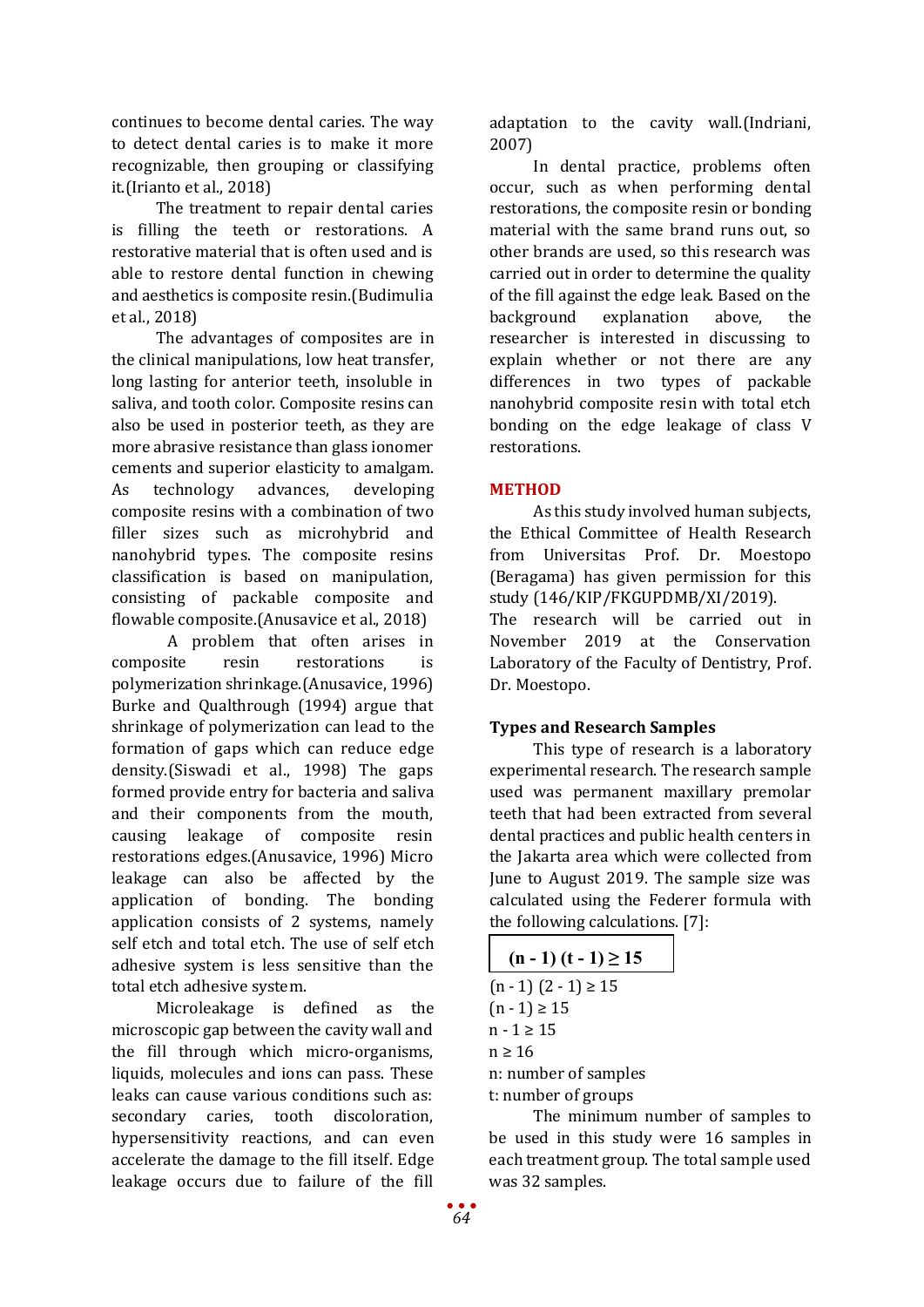continues to become dental caries. The way to detect dental caries is to make it more recognizable, then grouping or classifying it.(Irianto et al., 2018)

The treatment to repair dental caries is filling the teeth or restorations. A restorative material that is often used and is able to restore dental function in chewing and aesthetics is composite resin.(Budimulia et al., 2018)

The advantages of composites are in the clinical manipulations, low heat transfer, long lasting for anterior teeth, insoluble in saliva, and tooth color. Composite resins can also be used in posterior teeth, as they are more abrasive resistance than glass ionomer cements and superior elasticity to amalgam. As technology advances, developing composite resins with a combination of two filler sizes such as microhybrid and nanohybrid types. The composite resins classification is based on manipulation, consisting of packable composite and flowable composite.(Anusavice et al., 2018)

A problem that often arises in composite resin restorations is polymerization shrinkage.(Anusavice, 1996) Burke and Qualthrough (1994) argue that shrinkage of polymerization can lead to the formation of gaps which can reduce edge density.(Siswadi et al., 1998) The gaps formed provide entry for bacteria and saliva and their components from the mouth, causing leakage of composite resin restorations edges.(Anusavice, 1996) Micro leakage can also be affected by the application of bonding. The bonding application consists of 2 systems, namely self etch and total etch. The use of self etch adhesive system is less sensitive than the total etch adhesive system.

Microleakage is defined as the microscopic gap between the cavity wall and the fill through which micro-organisms, liquids, molecules and ions can pass. These leaks can cause various conditions such as: secondary caries, tooth discoloration, hypersensitivity reactions, and can even accelerate the damage to the fill itself. Edge leakage occurs due to failure of the fill adaptation to the cavity wall.(Indriani, 2007)

In dental practice, problems often occur, such as when performing dental restorations, the composite resin or bonding material with the same brand runs out, so other brands are used, so this research was carried out in order to determine the quality of the fill against the edge leak. Based on the background explanation above, the researcher is interested in discussing to explain whether or not there are any differences in two types of packable nanohybrid composite resin with total etch bonding on the edge leakage of class V restorations.

## METHOD

As this study involved human subjects, the Ethical Committee of Health Research from Universitas Prof. Dr. Moestopo (Beragama) has given permission for this study (146/KIP/FKGUPDMB/XI/2019).

The research will be carried out in November 2019 at the Conservation Laboratory of the Faculty of Dentistry, Prof. Dr. Moestopo.

### Types and Research Samples

This type of research is a laboratory experimental research. The research sample used was permanent maxillary premolar teeth that had been extracted from several dental practices and public health centers in the Jakarta area which were collected from June to August 2019. The sample size was calculated using the Federer formula with the following calculations. [7]:

$$(n - 1)\,(t - 1) \geq 15$$

$(n - 1)\,(2 - 1) \geq 15$

$(n - 1) \geq 15$

$n - 1 \geq 15$

$n \geq 16$

n: number of samples

t: number of groups

The minimum number of samples to be used in this study were 16 samples in each treatment group. The total sample used was 32 samples.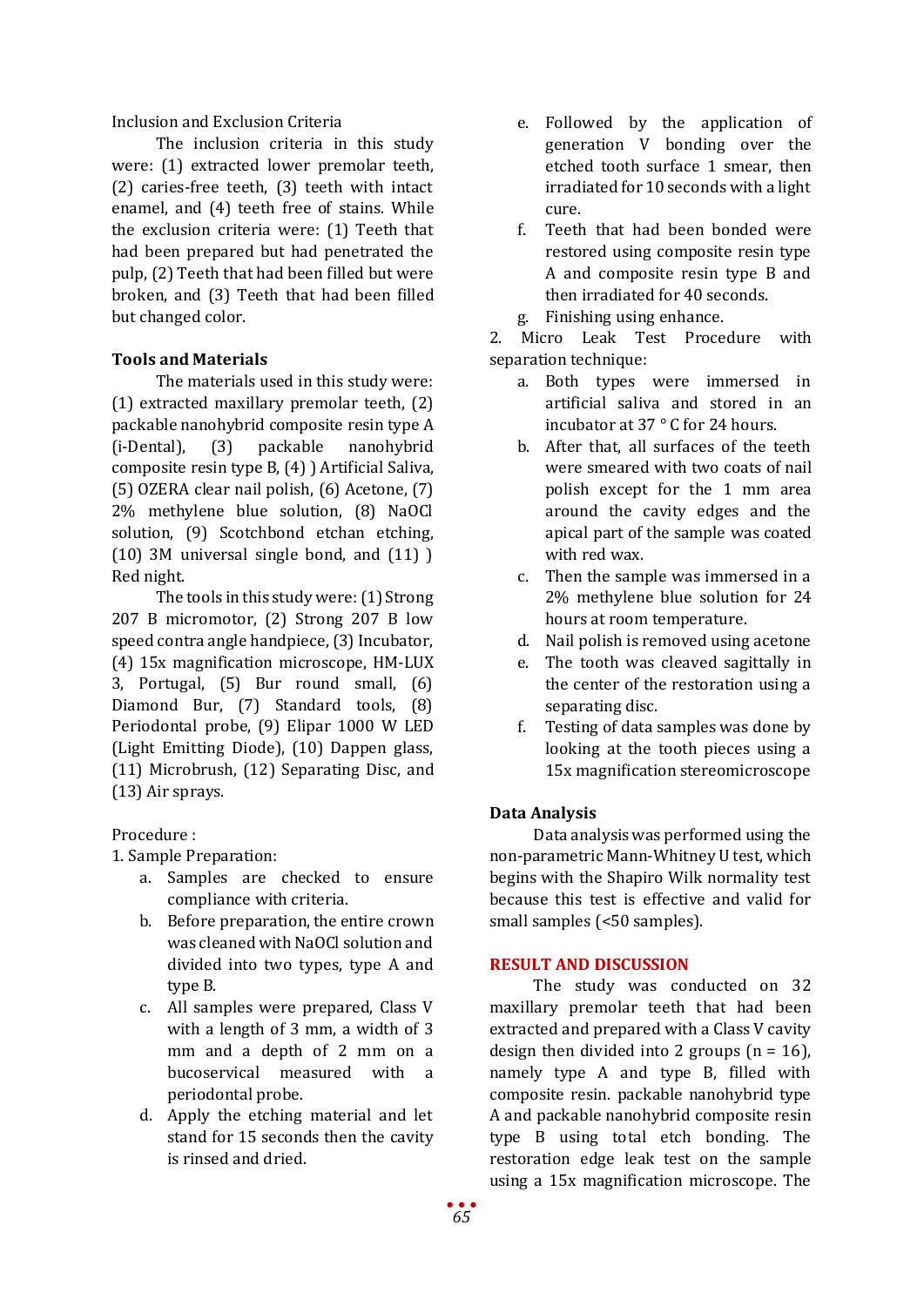Inclusion and Exclusion Criteria

The inclusion criteria in this study were: (1) extracted lower premolar teeth, (2) caries-free teeth, (3) teeth with intact enamel, and (4) teeth free of stains. While the exclusion criteria were: (1) Teeth that had been prepared but had penetrated the pulp, (2) Teeth that had been filled but were broken, and (3) Teeth that had been filled but changed color.

**Tools and Materials**

The materials used in this study were: (1) extracted maxillary premolar teeth, (2) packable nanohybrid composite resin type A (i-Dental), (3) packable nanohybrid composite resin type B, (4) ) Artificial Saliva, (5) OZERA clear nail polish, (6) Acetone, (7) 2% methylene blue solution, (8) NaOCl solution, (9) Scotchbond etchan etching, (10) 3M universal single bond, and (11) ) Red night.

The tools in this study were: (1) Strong 207 B micromotor, (2) Strong 207 B low speed contra angle handpiece, (3) Incubator, (4) 15x magnification microscope, HM-LUX 3, Portugal, (5) Bur round small, (6) Diamond Bur, (7) Standard tools, (8) Periodontal probe, (9) Elipar 1000 W LED (Light Emitting Diode), (10) Dappen glass, (11) Microbrush, (12) Separating Disc, and (13) Air sprays.

Procedure :

1. Sample Preparation:
   a. Samples are checked to ensure compliance with criteria.
   b. Before preparation, the entire crown was cleaned with NaOCl solution and divided into two types, type A and type B.
   c. All samples were prepared, Class V with a length of 3 mm, a width of 3 mm and a depth of 2 mm on a bucoservical measured with a periodontal probe.
   d. Apply the etching material and let stand for 15 seconds then the cavity is rinsed and dried.
   e. Followed by the application of generation V bonding over the etched tooth surface 1 smear, then irradiated for 10 seconds with a light cure.
   f. Teeth that had been bonded were restored using composite resin type A and composite resin type B and then irradiated for 40 seconds.
   g. Finishing using enhance.
2. Micro Leak Test Procedure with separation technique:
   a. Both types were immersed in artificial saliva and stored in an incubator at 37 ° C for 24 hours.
   b. After that, all surfaces of the teeth were smeared with two coats of nail polish except for the 1 mm area around the cavity edges and the apical part of the sample was coated with red wax.
   c. Then the sample was immersed in a 2% methylene blue solution for 24 hours at room temperature.
   d. Nail polish is removed using acetone
   e. The tooth was cleaved sagittally in the center of the restoration using a separating disc.
   f. Testing of data samples was done by looking at the tooth pieces using a 15x magnification stereomicroscope

**Data Analysis**

Data analysis was performed using the non-parametric Mann-Whitney U test, which begins with the Shapiro Wilk normality test because this test is effective and valid for small samples (<50 samples).

## RESULT AND DISCUSSION

The study was conducted on 32 maxillary premolar teeth that had been extracted and prepared with a Class V cavity design then divided into 2 groups (n = 16), namely type A and type B, filled with composite resin. packable nanohybrid type A and packable nanohybrid composite resin type B using total etch bonding. The restoration edge leak test on the sample using a 15x magnification microscope. The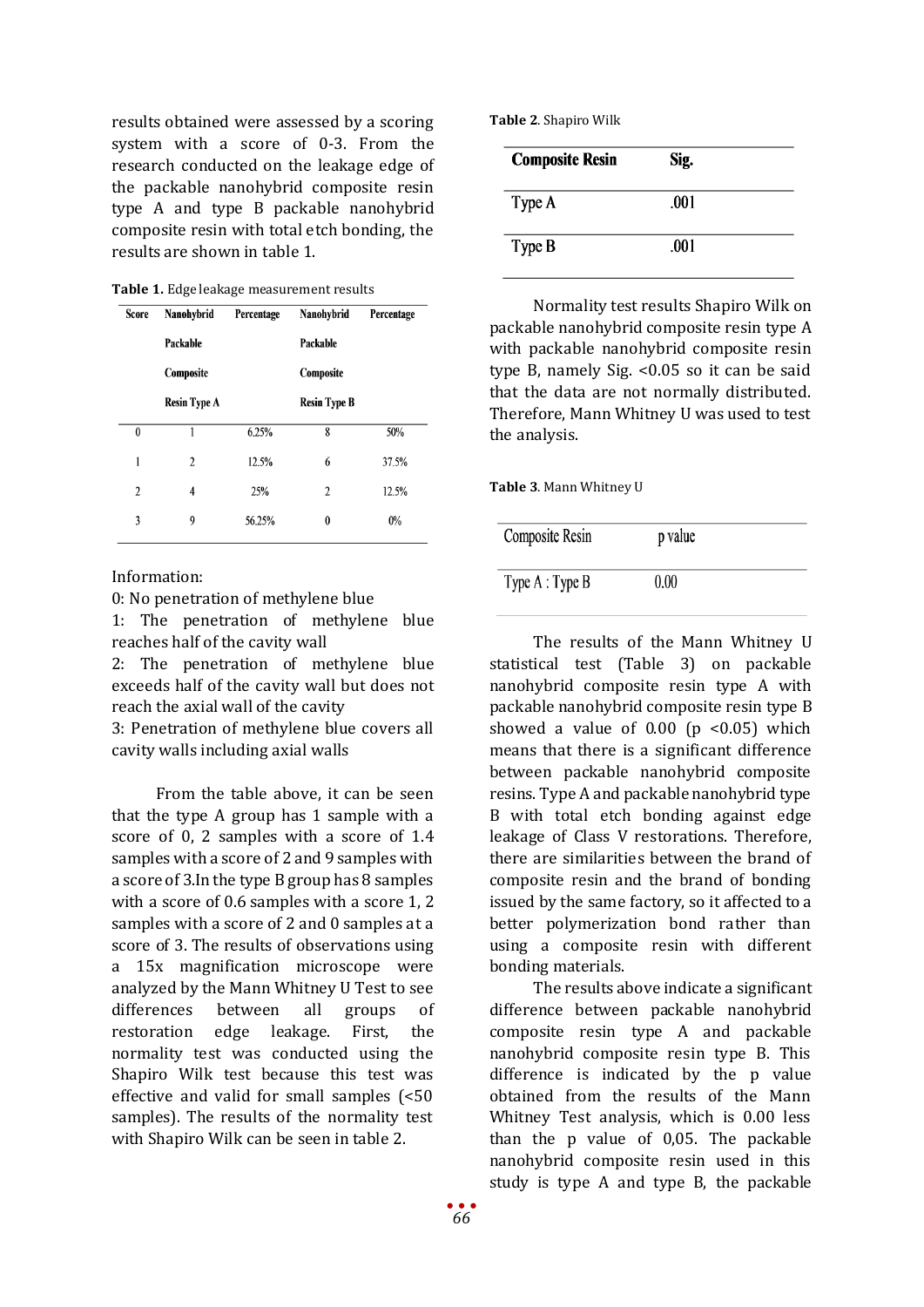results obtained were assessed by a scoring system with a score of 0-3. From the research conducted on the leakage edge of the packable nanohybrid composite resin type A and type B packable nanohybrid composite resin with total etch bonding, the results are shown in table 1.

**Table 1.** Edge leakage measurement results

| Score | Nanohybrid Packable Composite Resin Type A | Percentage | Nanohybrid Packable Composite Resin Type B | Percentage |
|---|---|---|---|---|
| 0 | 1 | 6.25% | 8 | 50% |
| 1 | 2 | 12.5% | 6 | 37.5% |
| 2 | 4 | 25% | 2 | 12.5% |
| 3 | 9 | 56.25% | 0 | 0% |

Information:

0: No penetration of methylene blue

1: The penetration of methylene blue reaches half of the cavity wall

2: The penetration of methylene blue exceeds half of the cavity wall but does not reach the axial wall of the cavity

3: Penetration of methylene blue covers all cavity walls including axial walls

From the table above, it can be seen that the type A group has 1 sample with a score of 0, 2 samples with a score of 1.4 samples with a score of 2 and 9 samples with a score of 3.In the type B group has 8 samples with a score of 0.6 samples with a score 1, 2 samples with a score of 2 and 0 samples at a score of 3. The results of observations using a 15x magnification microscope were analyzed by the Mann Whitney U Test to see differences between all groups of restoration edge leakage. First, the normality test was conducted using the Shapiro Wilk test because this test was effective and valid for small samples (<50 samples). The results of the normality test with Shapiro Wilk can be seen in table 2.

**Table 2**. Shapiro Wilk

| Composite Resin | Sig. |
|---|---|
| Type A | .001 |
| Type B | .001 |

Normality test results Shapiro Wilk on packable nanohybrid composite resin type A with packable nanohybrid composite resin type B, namely Sig. <0.05 so it can be said that the data are not normally distributed. Therefore, Mann Whitney U was used to test the analysis.

**Table 3**. Mann Whitney U

| Composite Resin | p value |
|---|---|
| Type A : Type B | 0.00 |

The results of the Mann Whitney U statistical test (Table 3) on packable nanohybrid composite resin type A with packable nanohybrid composite resin type B showed a value of 0.00 ($p < 0.05$) which means that there is a significant difference between packable nanohybrid composite resins. Type A and packable nanohybrid type B with total etch bonding against edge leakage of Class V restorations. Therefore, there are similarities between the brand of composite resin and the brand of bonding issued by the same factory, so it affected to a better polymerization bond rather than using a composite resin with different bonding materials.

The results above indicate a significant difference between packable nanohybrid composite resin type A and packable nanohybrid composite resin type B. This difference is indicated by the p value obtained from the results of the Mann Whitney Test analysis, which is 0.00 less than the p value of 0,05. The packable nanohybrid composite resin used in this study is type A and type B, the packable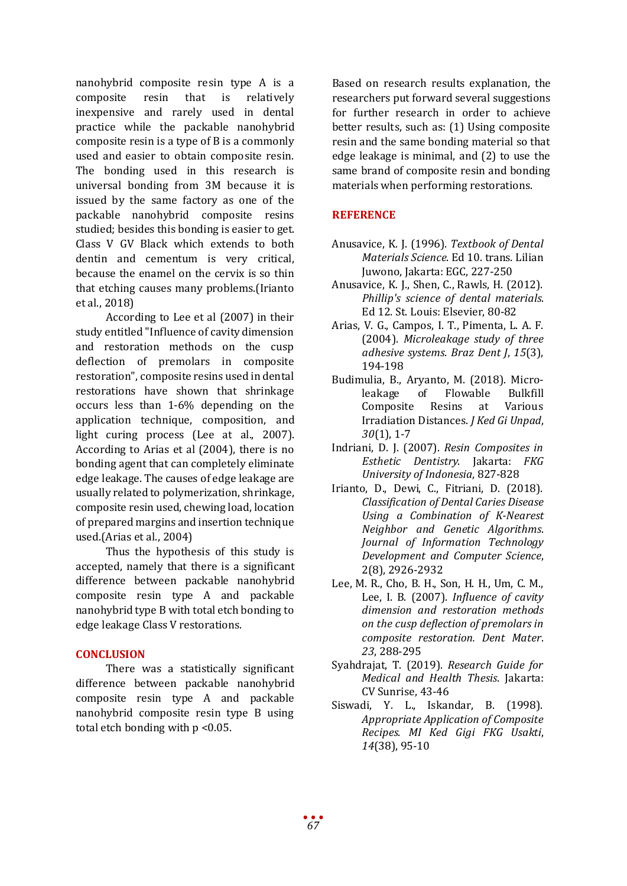nanohybrid composite resin type A is a composite resin that is relatively inexpensive and rarely used in dental practice while the packable nanohybrid composite resin is a type of B is a commonly used and easier to obtain composite resin. The bonding used in this research is universal bonding from 3M because it is issued by the same factory as one of the packable nanohybrid composite resins studied; besides this bonding is easier to get. Class V GV Black which extends to both dentin and cementum is very critical, because the enamel on the cervix is so thin that etching causes many problems.(Irianto et al., 2018)

According to Lee et al (2007) in their study entitled "Influence of cavity dimension and restoration methods on the cusp deflection of premolars in composite restoration", composite resins used in dental restorations have shown that shrinkage occurs less than 1-6% depending on the application technique, composition, and light curing process (Lee at al., 2007). According to Arias et al (2004), there is no bonding agent that can completely eliminate edge leakage. The causes of edge leakage are usually related to polymerization, shrinkage, composite resin used, chewing load, location of prepared margins and insertion technique used.(Arias et al., 2004)

Thus the hypothesis of this study is accepted, namely that there is a significant difference between packable nanohybrid composite resin type A and packable nanohybrid type B with total etch bonding to edge leakage Class V restorations.

## CONCLUSION

There was a statistically significant difference between packable nanohybrid composite resin type A and packable nanohybrid composite resin type B using total etch bonding with $p < 0.05$.

Based on research results explanation, the researchers put forward several suggestions for further research in order to achieve better results, such as: (1) Using composite resin and the same bonding material so that edge leakage is minimal, and (2) to use the same brand of composite resin and bonding materials when performing restorations.

## REFERENCE

Anusavice, K. J. (1996). *Textbook of Dental Materials Science*. Ed 10. trans. Lilian Juwono, Jakarta: EGC, 227-250

Anusavice, K. J., Shen, C., Rawls, H. (2012). *Phillip's science of dental materials*. Ed 12. St. Louis: Elsevier, 80-82

Arias, V. G., Campos, I. T., Pimenta, L. A. F. (2004). *Microleakage study of three adhesive systems*. *Braz Dent J*, *15*(3), 194-198

Budimulia, B., Aryanto, M. (2018). Micro-leakage of Flowable Bulkfill Composite Resins at Various Irradiation Distances. *J Ked Gi Unpad*, *30*(1), 1-7

Indriani, D. J. (2007). *Resin Composites in Esthetic Dentistry*. Jakarta: *FKG University of Indonesia*, 827-828

Irianto, D., Dewi, C., Fitriani, D. (2018). *Classification of Dental Caries Disease Using a Combination of K-Nearest Neighbor and Genetic Algorithms*. *Journal of Information Technology Development and Computer Science*, 2(8), 2926-2932

Lee, M. R., Cho, B. H., Son, H. H., Um, C. M., Lee, I. B. (2007). *Influence of cavity dimension and restoration methods on the cusp deflection of premolars in composite restoration*. *Dent Mater*. *23*, 288-295

Syahdrajat, T. (2019). *Research Guide for Medical and Health Thesis*. Jakarta: CV Sunrise, 43-46

Siswadi, Y. L., Iskandar, B. (1998). *Appropriate Application of Composite Recipes*. *MI Ked Gigi FKG Usakti*, *14*(38), 95-10